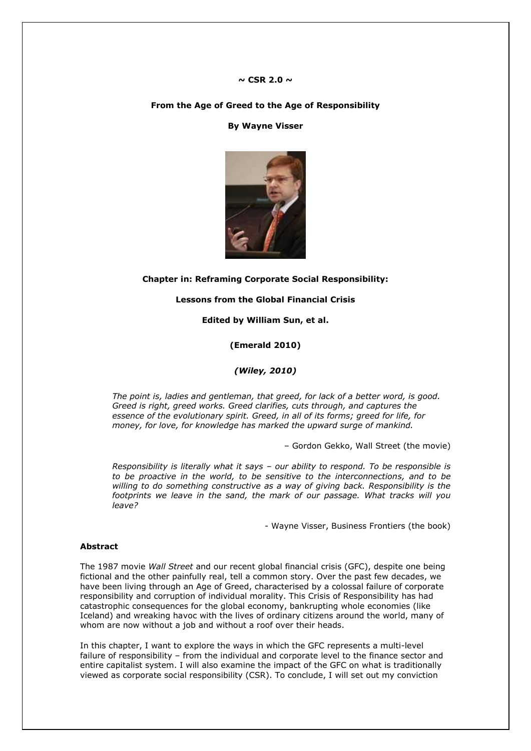**~ CSR 2.0 ~**

**From the Age of Greed to the Age of Responsibility**

**By Wayne Visser**

**Chapter in: Reframing Corporate Social Responsibility:**

**Lessons from the Global Financial Crisis**

**Edited by William Sun, et al.**

**(Emerald 2010)**

***(Wiley, 2010)***

> *The point is, ladies and gentleman, that greed, for lack of a better word, is good. Greed is right, greed works. Greed clarifies, cuts through, and captures the essence of the evolutionary spirit. Greed, in all of its forms; greed for life, for money, for love, for knowledge has marked the upward surge of mankind.*
>
> – Gordon Gekko, Wall Street (the movie)

> *Responsibility is literally what it says – our ability to respond. To be responsible is to be proactive in the world, to be sensitive to the interconnections, and to be willing to do something constructive as a way of giving back. Responsibility is the footprints we leave in the sand, the mark of our passage. What tracks will you leave?*
>
> - Wayne Visser, Business Frontiers (the book)

**Abstract**

The 1987 movie *Wall Street* and our recent global financial crisis (GFC), despite one being fictional and the other painfully real, tell a common story. Over the past few decades, we have been living through an Age of Greed, characterised by a colossal failure of corporate responsibility and corruption of individual morality. This Crisis of Responsibility has had catastrophic consequences for the global economy, bankrupting whole economies (like Iceland) and wreaking havoc with the lives of ordinary citizens around the world, many of whom are now without a job and without a roof over their heads.

In this chapter, I want to explore the ways in which the GFC represents a multi-level failure of responsibility – from the individual and corporate level to the finance sector and entire capitalist system. I will also examine the impact of the GFC on what is traditionally viewed as corporate social responsibility (CSR). To conclude, I will set out my conviction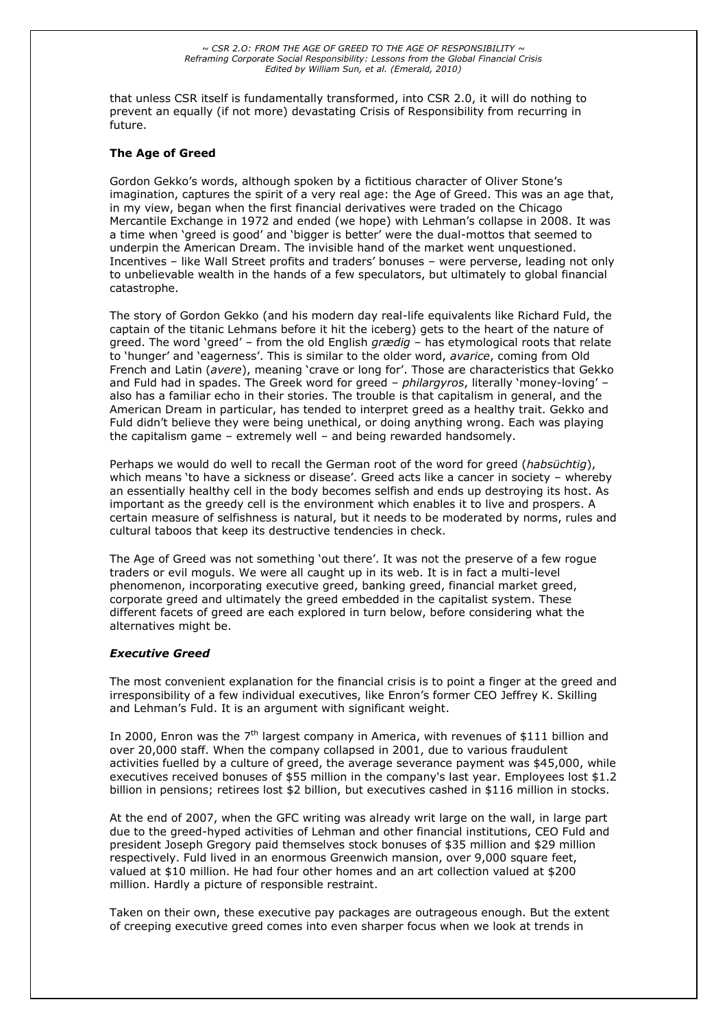that unless CSR itself is fundamentally transformed, into CSR 2.0, it will do nothing to prevent an equally (if not more) devastating Crisis of Responsibility from recurring in future.

## The Age of Greed

Gordon Gekko's words, although spoken by a fictitious character of Oliver Stone's imagination, captures the spirit of a very real age: the Age of Greed. This was an age that, in my view, began when the first financial derivatives were traded on the Chicago Mercantile Exchange in 1972 and ended (we hope) with Lehman's collapse in 2008. It was a time when 'greed is good' and 'bigger is better' were the dual-mottos that seemed to underpin the American Dream. The invisible hand of the market went unquestioned. Incentives – like Wall Street profits and traders' bonuses – were perverse, leading not only to unbelievable wealth in the hands of a few speculators, but ultimately to global financial catastrophe.

The story of Gordon Gekko (and his modern day real-life equivalents like Richard Fuld, the captain of the titanic Lehmans before it hit the iceberg) gets to the heart of the nature of greed. The word 'greed' – from the old English *grædig* – has etymological roots that relate to 'hunger' and 'eagerness'. This is similar to the older word, *avarice*, coming from Old French and Latin (*avere*), meaning 'crave or long for'. Those are characteristics that Gekko and Fuld had in spades. The Greek word for greed – *philargyros*, literally 'money-loving' – also has a familiar echo in their stories. The trouble is that capitalism in general, and the American Dream in particular, has tended to interpret greed as a healthy trait. Gekko and Fuld didn't believe they were being unethical, or doing anything wrong. Each was playing the capitalism game – extremely well – and being rewarded handsomely.

Perhaps we would do well to recall the German root of the word for greed (*habsüchtig*), which means 'to have a sickness or disease'. Greed acts like a cancer in society – whereby an essentially healthy cell in the body becomes selfish and ends up destroying its host. As important as the greedy cell is the environment which enables it to live and prospers. A certain measure of selfishness is natural, but it needs to be moderated by norms, rules and cultural taboos that keep its destructive tendencies in check.

The Age of Greed was not something 'out there'. It was not the preserve of a few rogue traders or evil moguls. We were all caught up in its web. It is in fact a multi-level phenomenon, incorporating executive greed, banking greed, financial market greed, corporate greed and ultimately the greed embedded in the capitalist system. These different facets of greed are each explored in turn below, before considering what the alternatives might be.

### *Executive Greed*

The most convenient explanation for the financial crisis is to point a finger at the greed and irresponsibility of a few individual executives, like Enron's former CEO Jeffrey K. Skilling and Lehman's Fuld. It is an argument with significant weight.

In 2000, Enron was the 7th largest company in America, with revenues of $111 billion and over 20,000 staff. When the company collapsed in 2001, due to various fraudulent activities fuelled by a culture of greed, the average severance payment was $45,000, while executives received bonuses of $55 million in the company's last year. Employees lost $1.2 billion in pensions; retirees lost $2 billion, but executives cashed in $116 million in stocks.

At the end of 2007, when the GFC writing was already writ large on the wall, in large part due to the greed-hyped activities of Lehman and other financial institutions, CEO Fuld and president Joseph Gregory paid themselves stock bonuses of $35 million and $29 million respectively. Fuld lived in an enormous Greenwich mansion, over 9,000 square feet, valued at $10 million. He had four other homes and an art collection valued at $200 million. Hardly a picture of responsible restraint.

Taken on their own, these executive pay packages are outrageous enough. But the extent of creeping executive greed comes into even sharper focus when we look at trends in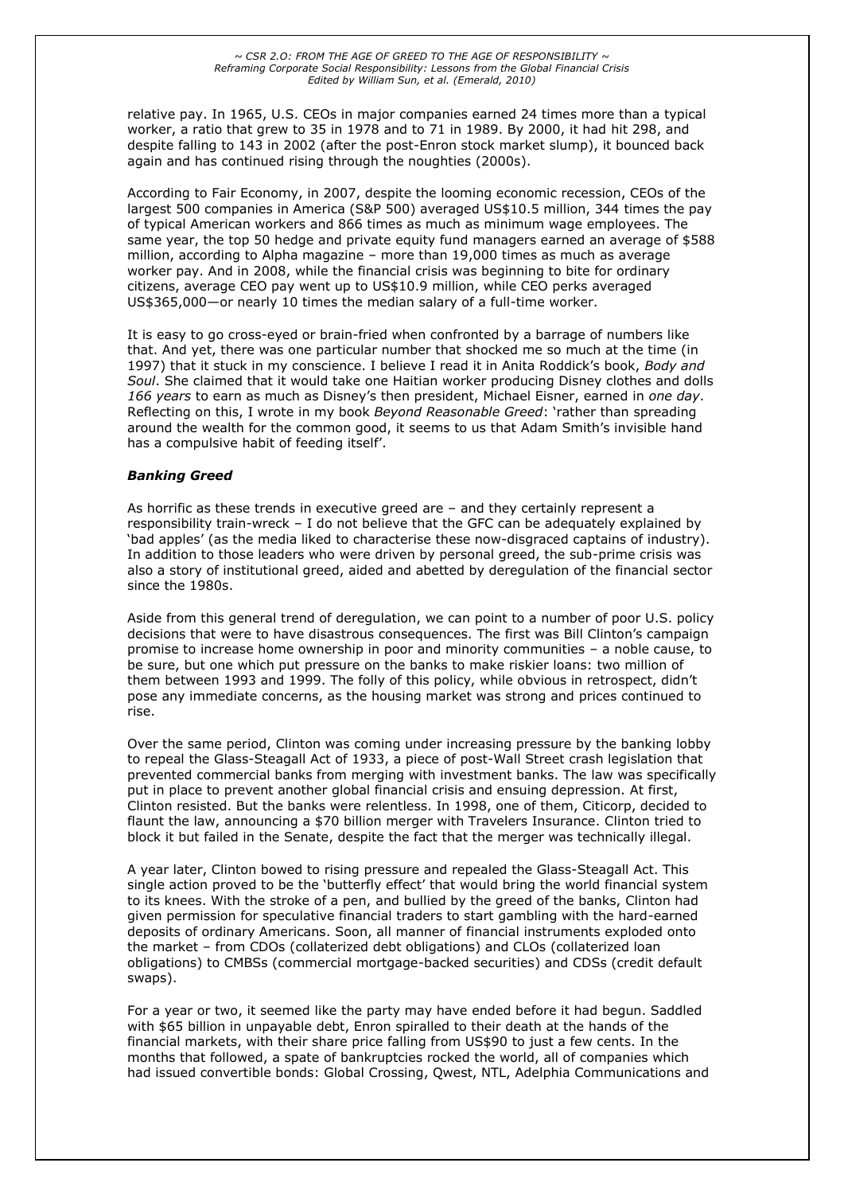relative pay. In 1965, U.S. CEOs in major companies earned 24 times more than a typical worker, a ratio that grew to 35 in 1978 and to 71 in 1989. By 2000, it had hit 298, and despite falling to 143 in 2002 (after the post-Enron stock market slump), it bounced back again and has continued rising through the noughties (2000s).

According to Fair Economy, in 2007, despite the looming economic recession, CEOs of the largest 500 companies in America (S&P 500) averaged US$10.5 million, 344 times the pay of typical American workers and 866 times as much as minimum wage employees. The same year, the top 50 hedge and private equity fund managers earned an average of $588 million, according to Alpha magazine – more than 19,000 times as much as average worker pay. And in 2008, while the financial crisis was beginning to bite for ordinary citizens, average CEO pay went up to US$10.9 million, while CEO perks averaged US$365,000—or nearly 10 times the median salary of a full-time worker.

It is easy to go cross-eyed or brain-fried when confronted by a barrage of numbers like that. And yet, there was one particular number that shocked me so much at the time (in 1997) that it stuck in my conscience. I believe I read it in Anita Roddick's book, *Body and Soul*. She claimed that it would take one Haitian worker producing Disney clothes and dolls *166 years* to earn as much as Disney's then president, Michael Eisner, earned in *one day*. Reflecting on this, I wrote in my book *Beyond Reasonable Greed*: 'rather than spreading around the wealth for the common good, it seems to us that Adam Smith's invisible hand has a compulsive habit of feeding itself'.

### *Banking Greed*

As horrific as these trends in executive greed are – and they certainly represent a responsibility train-wreck – I do not believe that the GFC can be adequately explained by 'bad apples' (as the media liked to characterise these now-disgraced captains of industry). In addition to those leaders who were driven by personal greed, the sub-prime crisis was also a story of institutional greed, aided and abetted by deregulation of the financial sector since the 1980s.

Aside from this general trend of deregulation, we can point to a number of poor U.S. policy decisions that were to have disastrous consequences. The first was Bill Clinton's campaign promise to increase home ownership in poor and minority communities – a noble cause, to be sure, but one which put pressure on the banks to make riskier loans: two million of them between 1993 and 1999. The folly of this policy, while obvious in retrospect, didn't pose any immediate concerns, as the housing market was strong and prices continued to rise.

Over the same period, Clinton was coming under increasing pressure by the banking lobby to repeal the Glass-Steagall Act of 1933, a piece of post-Wall Street crash legislation that prevented commercial banks from merging with investment banks. The law was specifically put in place to prevent another global financial crisis and ensuing depression. At first, Clinton resisted. But the banks were relentless. In 1998, one of them, Citicorp, decided to flaunt the law, announcing a $70 billion merger with Travelers Insurance. Clinton tried to block it but failed in the Senate, despite the fact that the merger was technically illegal.

A year later, Clinton bowed to rising pressure and repealed the Glass-Steagall Act. This single action proved to be the 'butterfly effect' that would bring the world financial system to its knees. With the stroke of a pen, and bullied by the greed of the banks, Clinton had given permission for speculative financial traders to start gambling with the hard-earned deposits of ordinary Americans. Soon, all manner of financial instruments exploded onto the market – from CDOs (collaterized debt obligations) and CLOs (collaterized loan obligations) to CMBSs (commercial mortgage-backed securities) and CDSs (credit default swaps).

For a year or two, it seemed like the party may have ended before it had begun. Saddled with $65 billion in unpayable debt, Enron spiralled to their death at the hands of the financial markets, with their share price falling from US$90 to just a few cents. In the months that followed, a spate of bankruptcies rocked the world, all of companies which had issued convertible bonds: Global Crossing, Qwest, NTL, Adelphia Communications and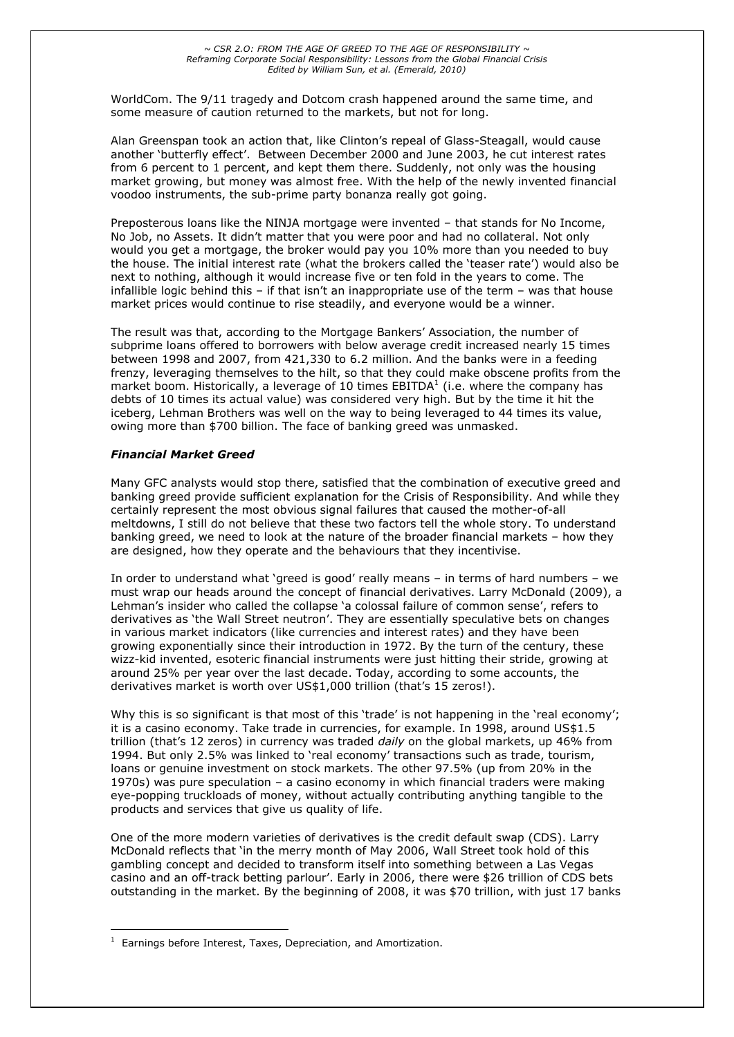WorldCom. The 9/11 tragedy and Dotcom crash happened around the same time, and some measure of caution returned to the markets, but not for long.

Alan Greenspan took an action that, like Clinton's repeal of Glass-Steagall, would cause another 'butterfly effect'. Between December 2000 and June 2003, he cut interest rates from 6 percent to 1 percent, and kept them there. Suddenly, not only was the housing market growing, but money was almost free. With the help of the newly invented financial voodoo instruments, the sub-prime party bonanza really got going.

Preposterous loans like the NINJA mortgage were invented – that stands for No Income, No Job, no Assets. It didn't matter that you were poor and had no collateral. Not only would you get a mortgage, the broker would pay you 10% more than you needed to buy the house. The initial interest rate (what the brokers called the 'teaser rate') would also be next to nothing, although it would increase five or ten fold in the years to come. The infallible logic behind this – if that isn't an inappropriate use of the term – was that house market prices would continue to rise steadily, and everyone would be a winner.

The result was that, according to the Mortgage Bankers' Association, the number of subprime loans offered to borrowers with below average credit increased nearly 15 times between 1998 and 2007, from 421,330 to 6.2 million. And the banks were in a feeding frenzy, leveraging themselves to the hilt, so that they could make obscene profits from the market boom. Historically, a leverage of 10 times EBITDA[1] (i.e. where the company has debts of 10 times its actual value) was considered very high. But by the time it hit the iceberg, Lehman Brothers was well on the way to being leveraged to 44 times its value, owing more than $700 billion. The face of banking greed was unmasked.

### *Financial Market Greed*

Many GFC analysts would stop there, satisfied that the combination of executive greed and banking greed provide sufficient explanation for the Crisis of Responsibility. And while they certainly represent the most obvious signal failures that caused the mother-of-all meltdowns, I still do not believe that these two factors tell the whole story. To understand banking greed, we need to look at the nature of the broader financial markets – how they are designed, how they operate and the behaviours that they incentivise.

In order to understand what 'greed is good' really means – in terms of hard numbers – we must wrap our heads around the concept of financial derivatives. Larry McDonald (2009), a Lehman's insider who called the collapse 'a colossal failure of common sense', refers to derivatives as 'the Wall Street neutron'. They are essentially speculative bets on changes in various market indicators (like currencies and interest rates) and they have been growing exponentially since their introduction in 1972. By the turn of the century, these wizz-kid invented, esoteric financial instruments were just hitting their stride, growing at around 25% per year over the last decade. Today, according to some accounts, the derivatives market is worth over US$1,000 trillion (that's 15 zeros!).

Why this is so significant is that most of this 'trade' is not happening in the 'real economy'; it is a casino economy. Take trade in currencies, for example. In 1998, around US$1.5 trillion (that's 12 zeros) in currency was traded *daily* on the global markets, up 46% from 1994. But only 2.5% was linked to 'real economy' transactions such as trade, tourism, loans or genuine investment on stock markets. The other 97.5% (up from 20% in the 1970s) was pure speculation – a casino economy in which financial traders were making eye-popping truckloads of money, without actually contributing anything tangible to the products and services that give us quality of life.

One of the more modern varieties of derivatives is the credit default swap (CDS). Larry McDonald reflects that 'in the merry month of May 2006, Wall Street took hold of this gambling concept and decided to transform itself into something between a Las Vegas casino and an off-track betting parlour'. Early in 2006, there were $26 trillion of CDS bets outstanding in the market. By the beginning of 2008, it was $70 trillion, with just 17 banks

---

[1] Earnings before Interest, Taxes, Depreciation, and Amortization.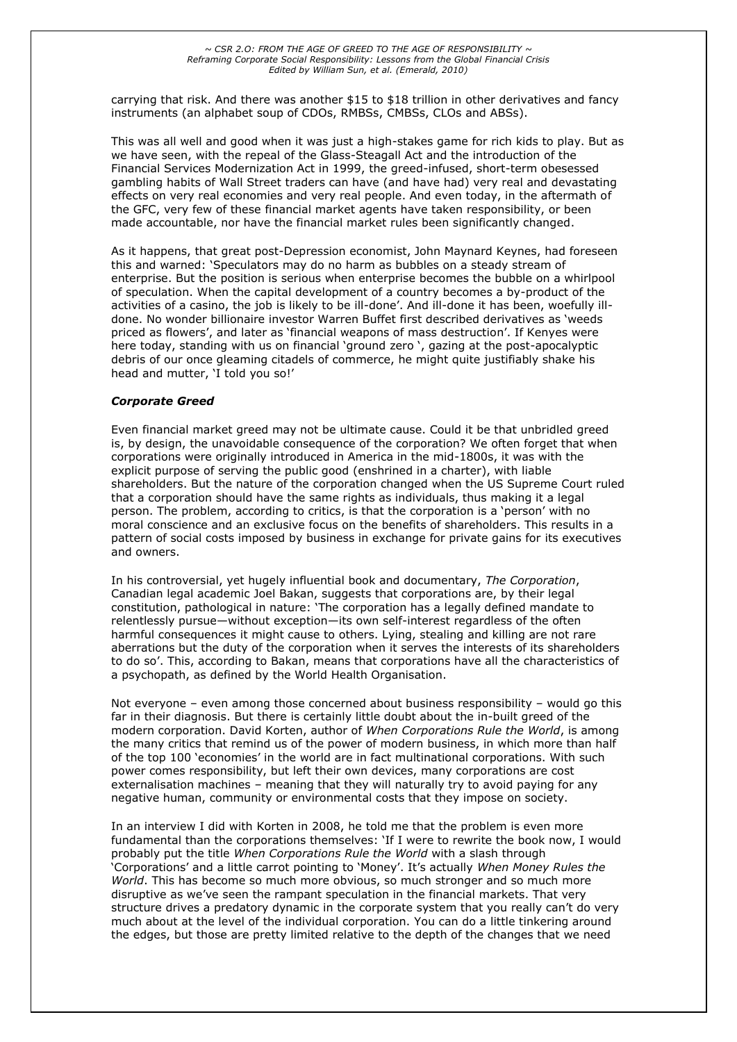carrying that risk. And there was another $15 to $18 trillion in other derivatives and fancy instruments (an alphabet soup of CDOs, RMBSs, CMBSs, CLOs and ABSs).

This was all well and good when it was just a high-stakes game for rich kids to play. But as we have seen, with the repeal of the Glass-Steagall Act and the introduction of the Financial Services Modernization Act in 1999, the greed-infused, short-term obesessed gambling habits of Wall Street traders can have (and have had) very real and devastating effects on very real economies and very real people. And even today, in the aftermath of the GFC, very few of these financial market agents have taken responsibility, or been made accountable, nor have the financial market rules been significantly changed.

As it happens, that great post-Depression economist, John Maynard Keynes, had foreseen this and warned: 'Speculators may do no harm as bubbles on a steady stream of enterprise. But the position is serious when enterprise becomes the bubble on a whirlpool of speculation. When the capital development of a country becomes a by-product of the activities of a casino, the job is likely to be ill-done'. And ill-done it has been, woefully ill-done. No wonder billionaire investor Warren Buffet first described derivatives as 'weeds priced as flowers', and later as 'financial weapons of mass destruction'. If Kenyes were here today, standing with us on financial 'ground zero ', gazing at the post-apocalyptic debris of our once gleaming citadels of commerce, he might quite justifiably shake his head and mutter, 'I told you so!'

### *Corporate Greed*

Even financial market greed may not be ultimate cause. Could it be that unbridled greed is, by design, the unavoidable consequence of the corporation? We often forget that when corporations were originally introduced in America in the mid-1800s, it was with the explicit purpose of serving the public good (enshrined in a charter), with liable shareholders. But the nature of the corporation changed when the US Supreme Court ruled that a corporation should have the same rights as individuals, thus making it a legal person. The problem, according to critics, is that the corporation is a 'person' with no moral conscience and an exclusive focus on the benefits of shareholders. This results in a pattern of social costs imposed by business in exchange for private gains for its executives and owners.

In his controversial, yet hugely influential book and documentary, *The Corporation*, Canadian legal academic Joel Bakan, suggests that corporations are, by their legal constitution, pathological in nature: 'The corporation has a legally defined mandate to relentlessly pursue—without exception—its own self-interest regardless of the often harmful consequences it might cause to others. Lying, stealing and killing are not rare aberrations but the duty of the corporation when it serves the interests of its shareholders to do so'. This, according to Bakan, means that corporations have all the characteristics of a psychopath, as defined by the World Health Organisation.

Not everyone – even among those concerned about business responsibility – would go this far in their diagnosis. But there is certainly little doubt about the in-built greed of the modern corporation. David Korten, author of *When Corporations Rule the World*, is among the many critics that remind us of the power of modern business, in which more than half of the top 100 'economies' in the world are in fact multinational corporations. With such power comes responsibility, but left their own devices, many corporations are cost externalisation machines – meaning that they will naturally try to avoid paying for any negative human, community or environmental costs that they impose on society.

In an interview I did with Korten in 2008, he told me that the problem is even more fundamental than the corporations themselves: 'If I were to rewrite the book now, I would probably put the title *When Corporations Rule the World* with a slash through 'Corporations' and a little carrot pointing to 'Money'. It's actually *When Money Rules the World*. This has become so much more obvious, so much stronger and so much more disruptive as we've seen the rampant speculation in the financial markets. That very structure drives a predatory dynamic in the corporate system that you really can't do very much about at the level of the individual corporation. You can do a little tinkering around the edges, but those are pretty limited relative to the depth of the changes that we need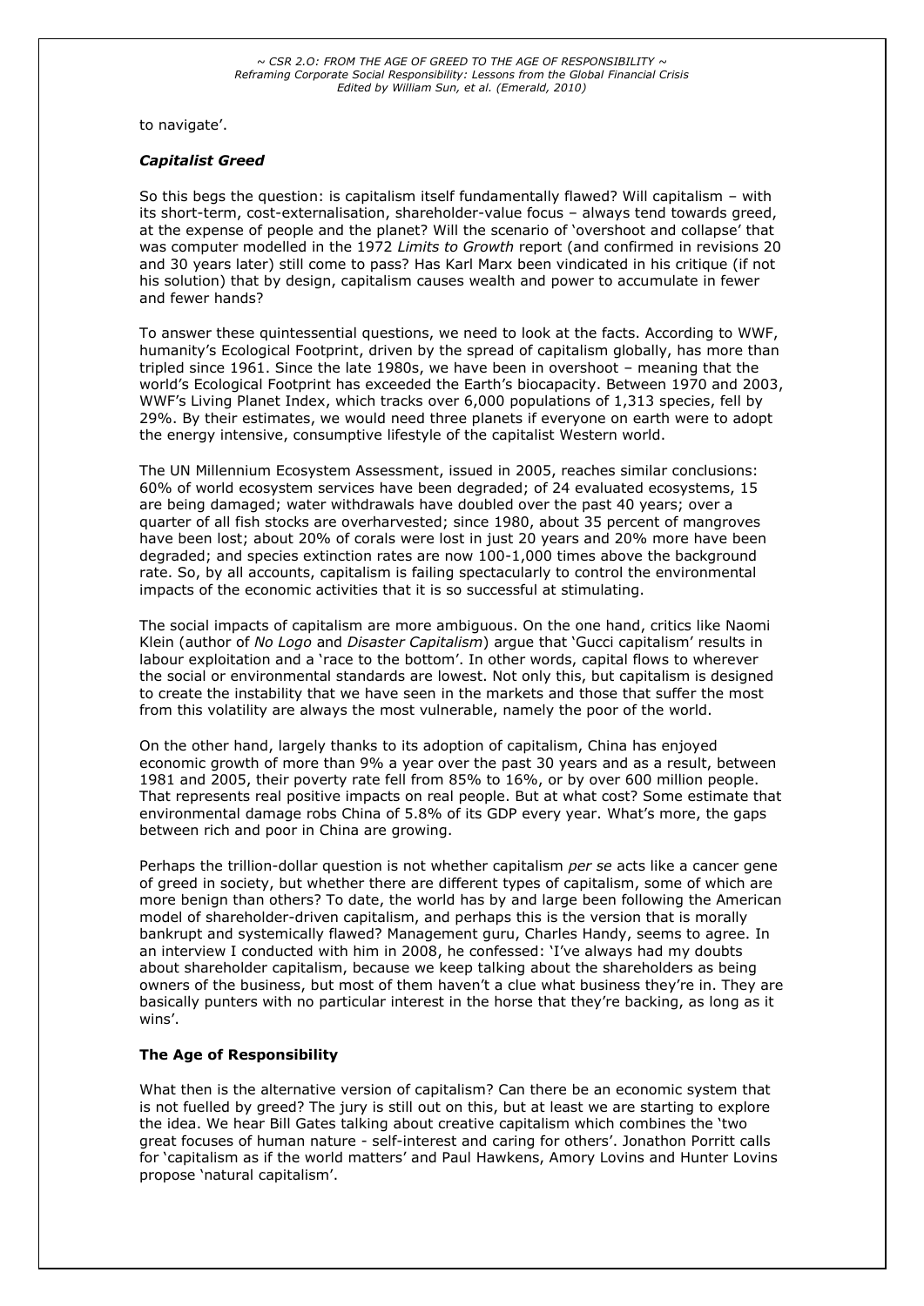to navigate'.

### *Capitalist Greed*

So this begs the question: is capitalism itself fundamentally flawed? Will capitalism – with its short-term, cost-externalisation, shareholder-value focus – always tend towards greed, at the expense of people and the planet? Will the scenario of 'overshoot and collapse' that was computer modelled in the 1972 *Limits to Growth* report (and confirmed in revisions 20 and 30 years later) still come to pass? Has Karl Marx been vindicated in his critique (if not his solution) that by design, capitalism causes wealth and power to accumulate in fewer and fewer hands?

To answer these quintessential questions, we need to look at the facts. According to WWF, humanity's Ecological Footprint, driven by the spread of capitalism globally, has more than tripled since 1961. Since the late 1980s, we have been in overshoot – meaning that the world's Ecological Footprint has exceeded the Earth's biocapacity. Between 1970 and 2003, WWF's Living Planet Index, which tracks over 6,000 populations of 1,313 species, fell by 29%. By their estimates, we would need three planets if everyone on earth were to adopt the energy intensive, consumptive lifestyle of the capitalist Western world.

The UN Millennium Ecosystem Assessment, issued in 2005, reaches similar conclusions: 60% of world ecosystem services have been degraded; of 24 evaluated ecosystems, 15 are being damaged; water withdrawals have doubled over the past 40 years; over a quarter of all fish stocks are overharvested; since 1980, about 35 percent of mangroves have been lost; about 20% of corals were lost in just 20 years and 20% more have been degraded; and species extinction rates are now 100-1,000 times above the background rate. So, by all accounts, capitalism is failing spectacularly to control the environmental impacts of the economic activities that it is so successful at stimulating.

The social impacts of capitalism are more ambiguous. On the one hand, critics like Naomi Klein (author of *No Logo* and *Disaster Capitalism*) argue that 'Gucci capitalism' results in labour exploitation and a 'race to the bottom'. In other words, capital flows to wherever the social or environmental standards are lowest. Not only this, but capitalism is designed to create the instability that we have seen in the markets and those that suffer the most from this volatility are always the most vulnerable, namely the poor of the world.

On the other hand, largely thanks to its adoption of capitalism, China has enjoyed economic growth of more than 9% a year over the past 30 years and as a result, between 1981 and 2005, their poverty rate fell from 85% to 16%, or by over 600 million people. That represents real positive impacts on real people. But at what cost? Some estimate that environmental damage robs China of 5.8% of its GDP every year. What's more, the gaps between rich and poor in China are growing.

Perhaps the trillion-dollar question is not whether capitalism *per se* acts like a cancer gene of greed in society, but whether there are different types of capitalism, some of which are more benign than others? To date, the world has by and large been following the American model of shareholder-driven capitalism, and perhaps this is the version that is morally bankrupt and systemically flawed? Management guru, Charles Handy, seems to agree. In an interview I conducted with him in 2008, he confessed: 'I've always had my doubts about shareholder capitalism, because we keep talking about the shareholders as being owners of the business, but most of them haven't a clue what business they're in. They are basically punters with no particular interest in the horse that they're backing, as long as it wins'.

### **The Age of Responsibility**

What then is the alternative version of capitalism? Can there be an economic system that is not fuelled by greed? The jury is still out on this, but at least we are starting to explore the idea. We hear Bill Gates talking about creative capitalism which combines the 'two great focuses of human nature - self-interest and caring for others'. Jonathon Porritt calls for 'capitalism as if the world matters' and Paul Hawkens, Amory Lovins and Hunter Lovins propose 'natural capitalism'.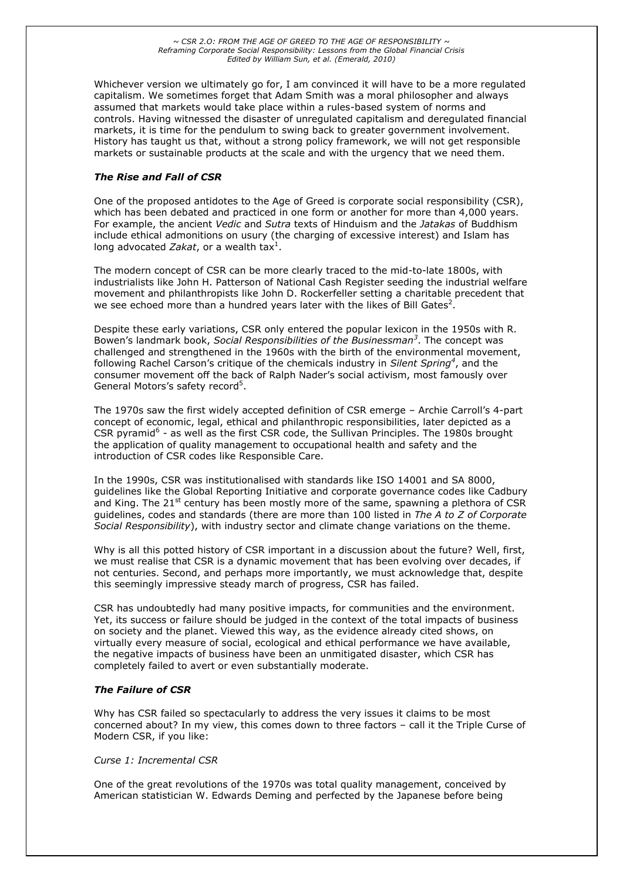Whichever version we ultimately go for, I am convinced it will have to be a more regulated capitalism. We sometimes forget that Adam Smith was a moral philosopher and always assumed that markets would take place within a rules-based system of norms and controls. Having witnessed the disaster of unregulated capitalism and deregulated financial markets, it is time for the pendulum to swing back to greater government involvement. History has taught us that, without a strong policy framework, we will not get responsible markets or sustainable products at the scale and with the urgency that we need them.

### *The Rise and Fall of CSR*

One of the proposed antidotes to the Age of Greed is corporate social responsibility (CSR), which has been debated and practiced in one form or another for more than 4,000 years. For example, the ancient *Vedic* and *Sutra* texts of Hinduism and the *Jatakas* of Buddhism include ethical admonitions on usury (the charging of excessive interest) and Islam has long advocated *Zakat*, or a wealth tax[1].

The modern concept of CSR can be more clearly traced to the mid-to-late 1800s, with industrialists like John H. Patterson of National Cash Register seeding the industrial welfare movement and philanthropists like John D. Rockerfeller setting a charitable precedent that we see echoed more than a hundred years later with the likes of Bill Gates[2].

Despite these early variations, CSR only entered the popular lexicon in the 1950s with R. Bowen's landmark book, *Social Responsibilities of the Businessman*[3]. The concept was challenged and strengthened in the 1960s with the birth of the environmental movement, following Rachel Carson's critique of the chemicals industry in *Silent Spring*[4], and the consumer movement off the back of Ralph Nader's social activism, most famously over General Motors's safety record[5].

The 1970s saw the first widely accepted definition of CSR emerge – Archie Carroll's 4-part concept of economic, legal, ethical and philanthropic responsibilities, later depicted as a CSR pyramid[6] - as well as the first CSR code, the Sullivan Principles. The 1980s brought the application of quality management to occupational health and safety and the introduction of CSR codes like Responsible Care.

In the 1990s, CSR was institutionalised with standards like ISO 14001 and SA 8000, guidelines like the Global Reporting Initiative and corporate governance codes like Cadbury and King. The 21st century has been mostly more of the same, spawning a plethora of CSR guidelines, codes and standards (there are more than 100 listed in *The A to Z of Corporate Social Responsibility*), with industry sector and climate change variations on the theme.

Why is all this potted history of CSR important in a discussion about the future? Well, first, we must realise that CSR is a dynamic movement that has been evolving over decades, if not centuries. Second, and perhaps more importantly, we must acknowledge that, despite this seemingly impressive steady march of progress, CSR has failed.

CSR has undoubtedly had many positive impacts, for communities and the environment. Yet, its success or failure should be judged in the context of the total impacts of business on society and the planet. Viewed this way, as the evidence already cited shows, on virtually every measure of social, ecological and ethical performance we have available, the negative impacts of business have been an unmitigated disaster, which CSR has completely failed to avert or even substantially moderate.

### *The Failure of CSR*

Why has CSR failed so spectacularly to address the very issues it claims to be most concerned about? In my view, this comes down to three factors – call it the Triple Curse of Modern CSR, if you like:

*Curse 1: Incremental CSR*

One of the great revolutions of the 1970s was total quality management, conceived by American statistician W. Edwards Deming and perfected by the Japanese before being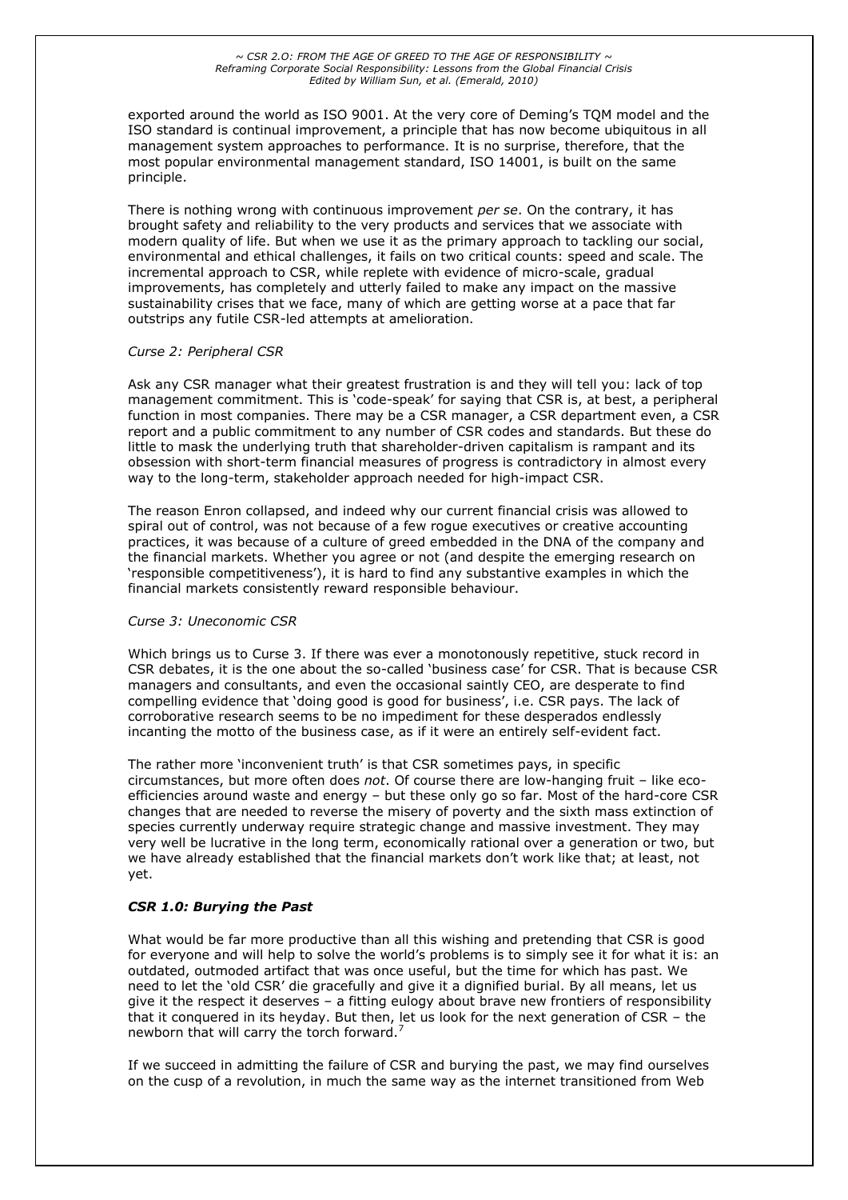exported around the world as ISO 9001. At the very core of Deming's TQM model and the ISO standard is continual improvement, a principle that has now become ubiquitous in all management system approaches to performance. It is no surprise, therefore, that the most popular environmental management standard, ISO 14001, is built on the same principle.

There is nothing wrong with continuous improvement *per se*. On the contrary, it has brought safety and reliability to the very products and services that we associate with modern quality of life. But when we use it as the primary approach to tackling our social, environmental and ethical challenges, it fails on two critical counts: speed and scale. The incremental approach to CSR, while replete with evidence of micro-scale, gradual improvements, has completely and utterly failed to make any impact on the massive sustainability crises that we face, many of which are getting worse at a pace that far outstrips any futile CSR-led attempts at amelioration.

*Curse 2: Peripheral CSR*

Ask any CSR manager what their greatest frustration is and they will tell you: lack of top management commitment. This is 'code-speak' for saying that CSR is, at best, a peripheral function in most companies. There may be a CSR manager, a CSR department even, a CSR report and a public commitment to any number of CSR codes and standards. But these do little to mask the underlying truth that shareholder-driven capitalism is rampant and its obsession with short-term financial measures of progress is contradictory in almost every way to the long-term, stakeholder approach needed for high-impact CSR.

The reason Enron collapsed, and indeed why our current financial crisis was allowed to spiral out of control, was not because of a few rogue executives or creative accounting practices, it was because of a culture of greed embedded in the DNA of the company and the financial markets. Whether you agree or not (and despite the emerging research on 'responsible competitiveness'), it is hard to find any substantive examples in which the financial markets consistently reward responsible behaviour.

*Curse 3: Uneconomic CSR*

Which brings us to Curse 3. If there was ever a monotonously repetitive, stuck record in CSR debates, it is the one about the so-called 'business case' for CSR. That is because CSR managers and consultants, and even the occasional saintly CEO, are desperate to find compelling evidence that 'doing good is good for business', i.e. CSR pays. The lack of corroborative research seems to be no impediment for these desperados endlessly incanting the motto of the business case, as if it were an entirely self-evident fact.

The rather more 'inconvenient truth' is that CSR sometimes pays, in specific circumstances, but more often does *not*. Of course there are low-hanging fruit – like eco-efficiencies around waste and energy – but these only go so far. Most of the hard-core CSR changes that are needed to reverse the misery of poverty and the sixth mass extinction of species currently underway require strategic change and massive investment. They may very well be lucrative in the long term, economically rational over a generation or two, but we have already established that the financial markets don't work like that; at least, not yet.

***CSR 1.0: Burying the Past***

What would be far more productive than all this wishing and pretending that CSR is good for everyone and will help to solve the world's problems is to simply see it for what it is: an outdated, outmoded artifact that was once useful, but the time for which has past. We need to let the 'old CSR' die gracefully and give it a dignified burial. By all means, let us give it the respect it deserves – a fitting eulogy about brave new frontiers of responsibility that it conquered in its heyday. But then, let us look for the next generation of CSR – the newborn that will carry the torch forward.[7]

If we succeed in admitting the failure of CSR and burying the past, we may find ourselves on the cusp of a revolution, in much the same way as the internet transitioned from Web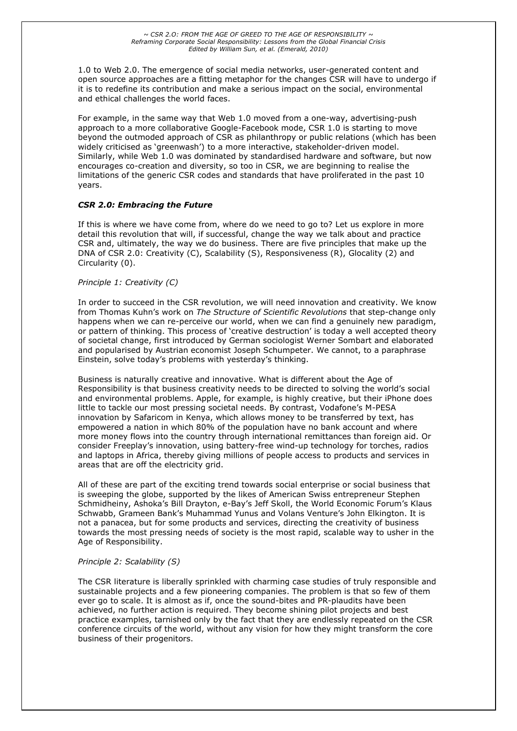1.0 to Web 2.0. The emergence of social media networks, user-generated content and open source approaches are a fitting metaphor for the changes CSR will have to undergo if it is to redefine its contribution and make a serious impact on the social, environmental and ethical challenges the world faces.

For example, in the same way that Web 1.0 moved from a one-way, advertising-push approach to a more collaborative Google-Facebook mode, CSR 1.0 is starting to move beyond the outmoded approach of CSR as philanthropy or public relations (which has been widely criticised as 'greenwash') to a more interactive, stakeholder-driven model. Similarly, while Web 1.0 was dominated by standardised hardware and software, but now encourages co-creation and diversity, so too in CSR, we are beginning to realise the limitations of the generic CSR codes and standards that have proliferated in the past 10 years.

### *CSR 2.0: Embracing the Future*

If this is where we have come from, where do we need to go to? Let us explore in more detail this revolution that will, if successful, change the way we talk about and practice CSR and, ultimately, the way we do business. There are five principles that make up the DNA of CSR 2.0: Creativity (C), Scalability (S), Responsiveness (R), Glocality (2) and Circularity (0).

#### *Principle 1: Creativity (C)*

In order to succeed in the CSR revolution, we will need innovation and creativity. We know from Thomas Kuhn's work on *The Structure of Scientific Revolutions* that step-change only happens when we can re-perceive our world, when we can find a genuinely new paradigm, or pattern of thinking. This process of 'creative destruction' is today a well accepted theory of societal change, first introduced by German sociologist Werner Sombart and elaborated and popularised by Austrian economist Joseph Schumpeter. We cannot, to a paraphrase Einstein, solve today's problems with yesterday's thinking.

Business is naturally creative and innovative. What is different about the Age of Responsibility is that business creativity needs to be directed to solving the world's social and environmental problems. Apple, for example, is highly creative, but their iPhone does little to tackle our most pressing societal needs. By contrast, Vodafone's M-PESA innovation by Safaricom in Kenya, which allows money to be transferred by text, has empowered a nation in which 80% of the population have no bank account and where more money flows into the country through international remittances than foreign aid. Or consider Freeplay's innovation, using battery-free wind-up technology for torches, radios and laptops in Africa, thereby giving millions of people access to products and services in areas that are off the electricity grid.

All of these are part of the exciting trend towards social enterprise or social business that is sweeping the globe, supported by the likes of American Swiss entrepreneur Stephen Schmidheiny, Ashoka's Bill Drayton, e-Bay's Jeff Skoll, the World Economic Forum's Klaus Schwabb, Grameen Bank's Muhammad Yunus and Volans Venture's John Elkington. It is not a panacea, but for some products and services, directing the creativity of business towards the most pressing needs of society is the most rapid, scalable way to usher in the Age of Responsibility.

#### *Principle 2: Scalability (S)*

The CSR literature is liberally sprinkled with charming case studies of truly responsible and sustainable projects and a few pioneering companies. The problem is that so few of them ever go to scale. It is almost as if, once the sound-bites and PR-plaudits have been achieved, no further action is required. They become shining pilot projects and best practice examples, tarnished only by the fact that they are endlessly repeated on the CSR conference circuits of the world, without any vision for how they might transform the core business of their progenitors.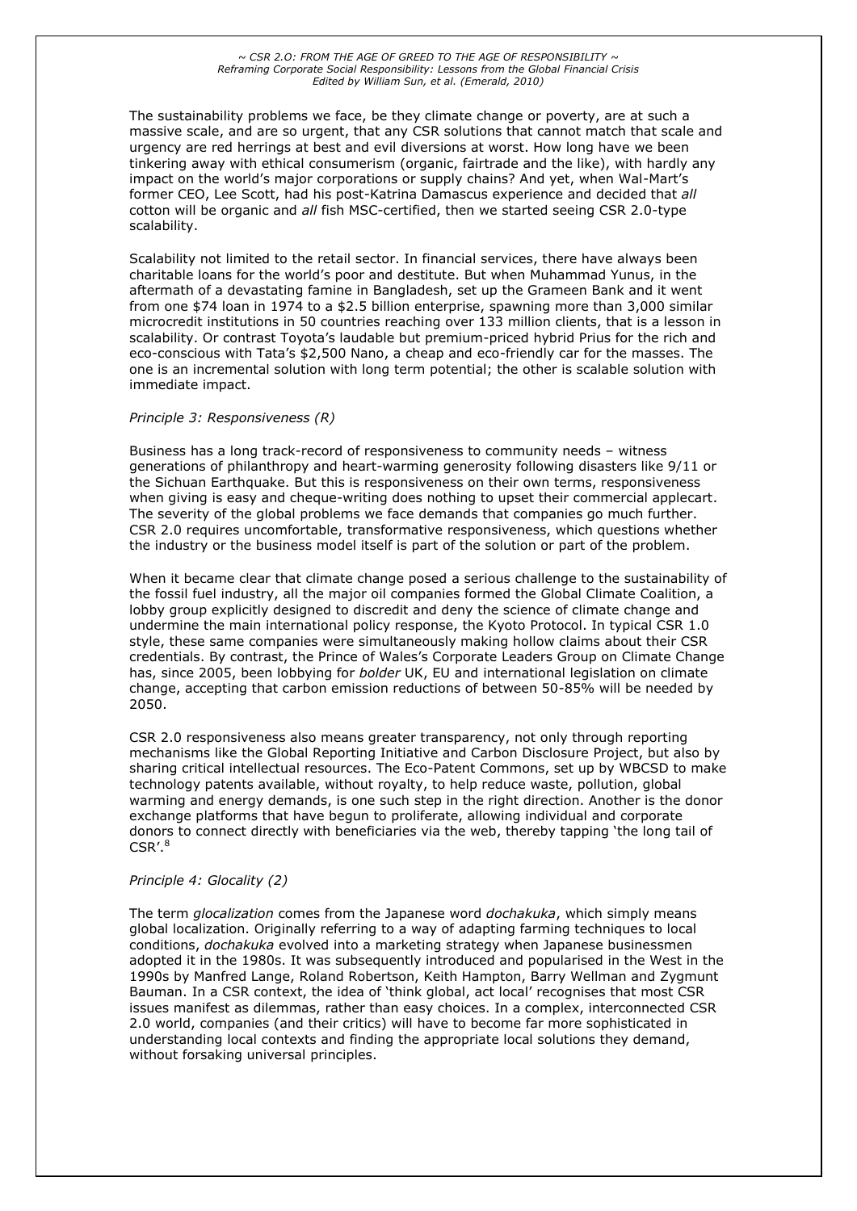The sustainability problems we face, be they climate change or poverty, are at such a massive scale, and are so urgent, that any CSR solutions that cannot match that scale and urgency are red herrings at best and evil diversions at worst. How long have we been tinkering away with ethical consumerism (organic, fairtrade and the like), with hardly any impact on the world's major corporations or supply chains? And yet, when Wal-Mart's former CEO, Lee Scott, had his post-Katrina Damascus experience and decided that *all* cotton will be organic and *all* fish MSC-certified, then we started seeing CSR 2.0-type scalability.

Scalability not limited to the retail sector. In financial services, there have always been charitable loans for the world's poor and destitute. But when Muhammad Yunus, in the aftermath of a devastating famine in Bangladesh, set up the Grameen Bank and it went from one $74 loan in 1974 to a $2.5 billion enterprise, spawning more than 3,000 similar microcredit institutions in 50 countries reaching over 133 million clients, that is a lesson in scalability. Or contrast Toyota's laudable but premium-priced hybrid Prius for the rich and eco-conscious with Tata's $2,500 Nano, a cheap and eco-friendly car for the masses. The one is an incremental solution with long term potential; the other is scalable solution with immediate impact.

*Principle 3: Responsiveness (R)*

Business has a long track-record of responsiveness to community needs – witness generations of philanthropy and heart-warming generosity following disasters like 9/11 or the Sichuan Earthquake. But this is responsiveness on their own terms, responsiveness when giving is easy and cheque-writing does nothing to upset their commercial applecart. The severity of the global problems we face demands that companies go much further. CSR 2.0 requires uncomfortable, transformative responsiveness, which questions whether the industry or the business model itself is part of the solution or part of the problem.

When it became clear that climate change posed a serious challenge to the sustainability of the fossil fuel industry, all the major oil companies formed the Global Climate Coalition, a lobby group explicitly designed to discredit and deny the science of climate change and undermine the main international policy response, the Kyoto Protocol. In typical CSR 1.0 style, these same companies were simultaneously making hollow claims about their CSR credentials. By contrast, the Prince of Wales's Corporate Leaders Group on Climate Change has, since 2005, been lobbying for *bolder* UK, EU and international legislation on climate change, accepting that carbon emission reductions of between 50-85% will be needed by 2050.

CSR 2.0 responsiveness also means greater transparency, not only through reporting mechanisms like the Global Reporting Initiative and Carbon Disclosure Project, but also by sharing critical intellectual resources. The Eco-Patent Commons, set up by WBCSD to make technology patents available, without royalty, to help reduce waste, pollution, global warming and energy demands, is one such step in the right direction. Another is the donor exchange platforms that have begun to proliferate, allowing individual and corporate donors to connect directly with beneficiaries via the web, thereby tapping 'the long tail of CSR'.[8]

*Principle 4: Glocality (2)*

The term *glocalization* comes from the Japanese word *dochakuka*, which simply means global localization. Originally referring to a way of adapting farming techniques to local conditions, *dochakuka* evolved into a marketing strategy when Japanese businessmen adopted it in the 1980s. It was subsequently introduced and popularised in the West in the 1990s by Manfred Lange, Roland Robertson, Keith Hampton, Barry Wellman and Zygmunt Bauman. In a CSR context, the idea of 'think global, act local' recognises that most CSR issues manifest as dilemmas, rather than easy choices. In a complex, interconnected CSR 2.0 world, companies (and their critics) will have to become far more sophisticated in understanding local contexts and finding the appropriate local solutions they demand, without forsaking universal principles.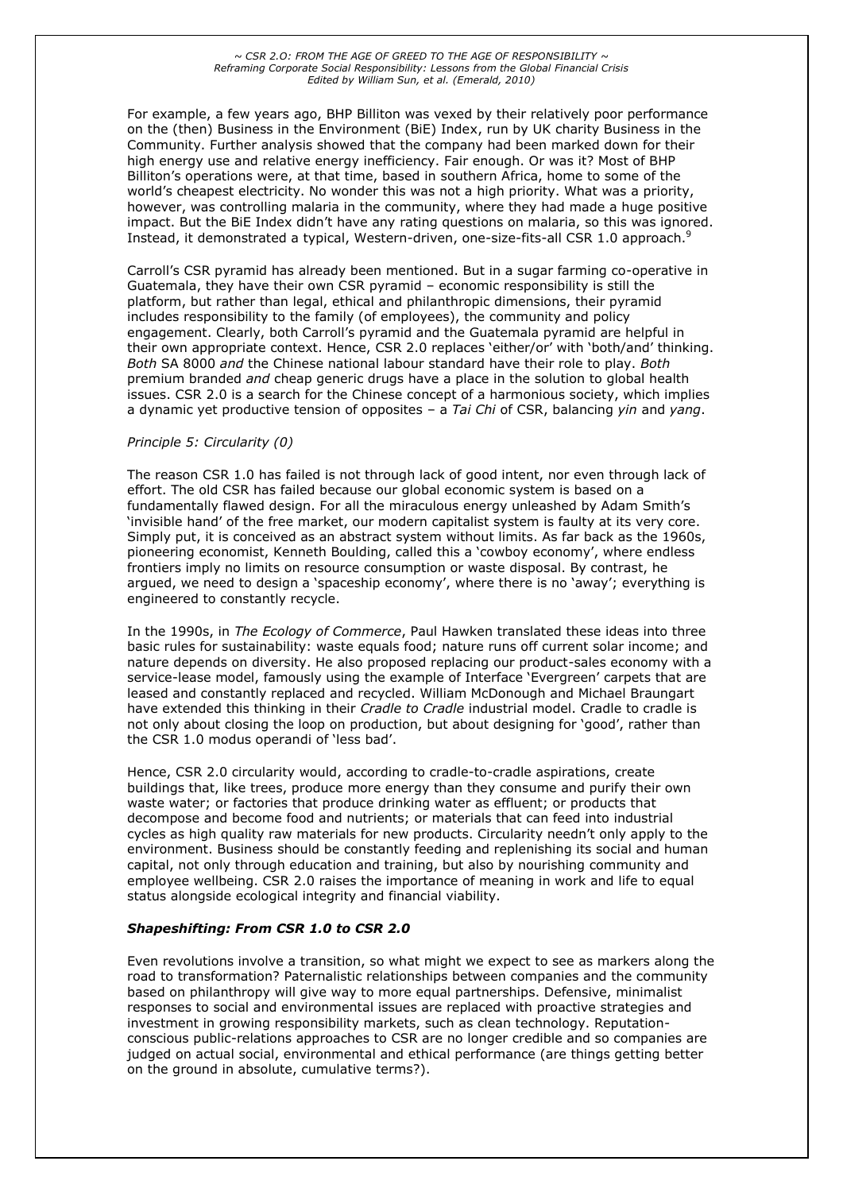For example, a few years ago, BHP Billiton was vexed by their relatively poor performance on the (then) Business in the Environment (BiE) Index, run by UK charity Business in the Community. Further analysis showed that the company had been marked down for their high energy use and relative energy inefficiency. Fair enough. Or was it? Most of BHP Billiton's operations were, at that time, based in southern Africa, home to some of the world's cheapest electricity. No wonder this was not a high priority. What was a priority, however, was controlling malaria in the community, where they had made a huge positive impact. But the BiE Index didn't have any rating questions on malaria, so this was ignored. Instead, it demonstrated a typical, Western-driven, one-size-fits-all CSR 1.0 approach.[9]

Carroll's CSR pyramid has already been mentioned. But in a sugar farming co-operative in Guatemala, they have their own CSR pyramid – economic responsibility is still the platform, but rather than legal, ethical and philanthropic dimensions, their pyramid includes responsibility to the family (of employees), the community and policy engagement. Clearly, both Carroll's pyramid and the Guatemala pyramid are helpful in their own appropriate context. Hence, CSR 2.0 replaces 'either/or' with 'both/and' thinking. *Both* SA 8000 *and* the Chinese national labour standard have their role to play. *Both* premium branded *and* cheap generic drugs have a place in the solution to global health issues. CSR 2.0 is a search for the Chinese concept of a harmonious society, which implies a dynamic yet productive tension of opposites – a *Tai Chi* of CSR, balancing *yin* and *yang*.

*Principle 5: Circularity (0)*

The reason CSR 1.0 has failed is not through lack of good intent, nor even through lack of effort. The old CSR has failed because our global economic system is based on a fundamentally flawed design. For all the miraculous energy unleashed by Adam Smith's 'invisible hand' of the free market, our modern capitalist system is faulty at its very core. Simply put, it is conceived as an abstract system without limits. As far back as the 1960s, pioneering economist, Kenneth Boulding, called this a 'cowboy economy', where endless frontiers imply no limits on resource consumption or waste disposal. By contrast, he argued, we need to design a 'spaceship economy', where there is no 'away'; everything is engineered to constantly recycle.

In the 1990s, in *The Ecology of Commerce*, Paul Hawken translated these ideas into three basic rules for sustainability: waste equals food; nature runs off current solar income; and nature depends on diversity. He also proposed replacing our product-sales economy with a service-lease model, famously using the example of Interface 'Evergreen' carpets that are leased and constantly replaced and recycled. William McDonough and Michael Braungart have extended this thinking in their *Cradle to Cradle* industrial model. Cradle to cradle is not only about closing the loop on production, but about designing for 'good', rather than the CSR 1.0 modus operandi of 'less bad'.

Hence, CSR 2.0 circularity would, according to cradle-to-cradle aspirations, create buildings that, like trees, produce more energy than they consume and purify their own waste water; or factories that produce drinking water as effluent; or products that decompose and become food and nutrients; or materials that can feed into industrial cycles as high quality raw materials for new products. Circularity needn't only apply to the environment. Business should be constantly feeding and replenishing its social and human capital, not only through education and training, but also by nourishing community and employee wellbeing. CSR 2.0 raises the importance of meaning in work and life to equal status alongside ecological integrity and financial viability.

### ***Shapeshifting: From CSR 1.0 to CSR 2.0***

Even revolutions involve a transition, so what might we expect to see as markers along the road to transformation? Paternalistic relationships between companies and the community based on philanthropy will give way to more equal partnerships. Defensive, minimalist responses to social and environmental issues are replaced with proactive strategies and investment in growing responsibility markets, such as clean technology. Reputation-conscious public-relations approaches to CSR are no longer credible and so companies are judged on actual social, environmental and ethical performance (are things getting better on the ground in absolute, cumulative terms?).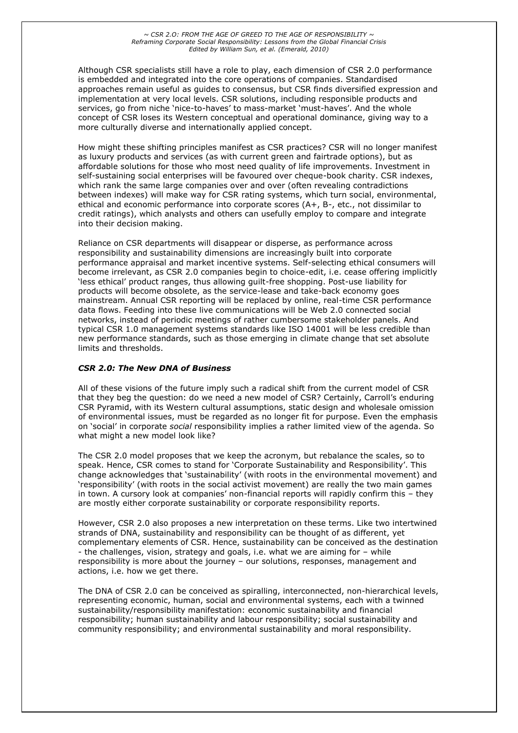Although CSR specialists still have a role to play, each dimension of CSR 2.0 performance is embedded and integrated into the core operations of companies. Standardised approaches remain useful as guides to consensus, but CSR finds diversified expression and implementation at very local levels. CSR solutions, including responsible products and services, go from niche 'nice-to-haves' to mass-market 'must-haves'. And the whole concept of CSR loses its Western conceptual and operational dominance, giving way to a more culturally diverse and internationally applied concept.

How might these shifting principles manifest as CSR practices? CSR will no longer manifest as luxury products and services (as with current green and fairtrade options), but as affordable solutions for those who most need quality of life improvements. Investment in self-sustaining social enterprises will be favoured over cheque-book charity. CSR indexes, which rank the same large companies over and over (often revealing contradictions between indexes) will make way for CSR rating systems, which turn social, environmental, ethical and economic performance into corporate scores (A+, B-, etc., not dissimilar to credit ratings), which analysts and others can usefully employ to compare and integrate into their decision making.

Reliance on CSR departments will disappear or disperse, as performance across responsibility and sustainability dimensions are increasingly built into corporate performance appraisal and market incentive systems. Self-selecting ethical consumers will become irrelevant, as CSR 2.0 companies begin to choice-edit, i.e. cease offering implicitly 'less ethical' product ranges, thus allowing guilt-free shopping. Post-use liability for products will become obsolete, as the service-lease and take-back economy goes mainstream. Annual CSR reporting will be replaced by online, real-time CSR performance data flows. Feeding into these live communications will be Web 2.0 connected social networks, instead of periodic meetings of rather cumbersome stakeholder panels. And typical CSR 1.0 management systems standards like ISO 14001 will be less credible than new performance standards, such as those emerging in climate change that set absolute limits and thresholds.

### *CSR 2.0: The New DNA of Business*

All of these visions of the future imply such a radical shift from the current model of CSR that they beg the question: do we need a new model of CSR? Certainly, Carroll's enduring CSR Pyramid, with its Western cultural assumptions, static design and wholesale omission of environmental issues, must be regarded as no longer fit for purpose. Even the emphasis on 'social' in corporate *social* responsibility implies a rather limited view of the agenda. So what might a new model look like?

The CSR 2.0 model proposes that we keep the acronym, but rebalance the scales, so to speak. Hence, CSR comes to stand for 'Corporate Sustainability and Responsibility'. This change acknowledges that 'sustainability' (with roots in the environmental movement) and 'responsibility' (with roots in the social activist movement) are really the two main games in town. A cursory look at companies' non-financial reports will rapidly confirm this – they are mostly either corporate sustainability or corporate responsibility reports.

However, CSR 2.0 also proposes a new interpretation on these terms. Like two intertwined strands of DNA, sustainability and responsibility can be thought of as different, yet complementary elements of CSR. Hence, sustainability can be conceived as the destination - the challenges, vision, strategy and goals, i.e. what we are aiming for – while responsibility is more about the journey – our solutions, responses, management and actions, i.e. how we get there.

The DNA of CSR 2.0 can be conceived as spiralling, interconnected, non-hierarchical levels, representing economic, human, social and environmental systems, each with a twinned sustainability/responsibility manifestation: economic sustainability and financial responsibility; human sustainability and labour responsibility; social sustainability and community responsibility; and environmental sustainability and moral responsibility.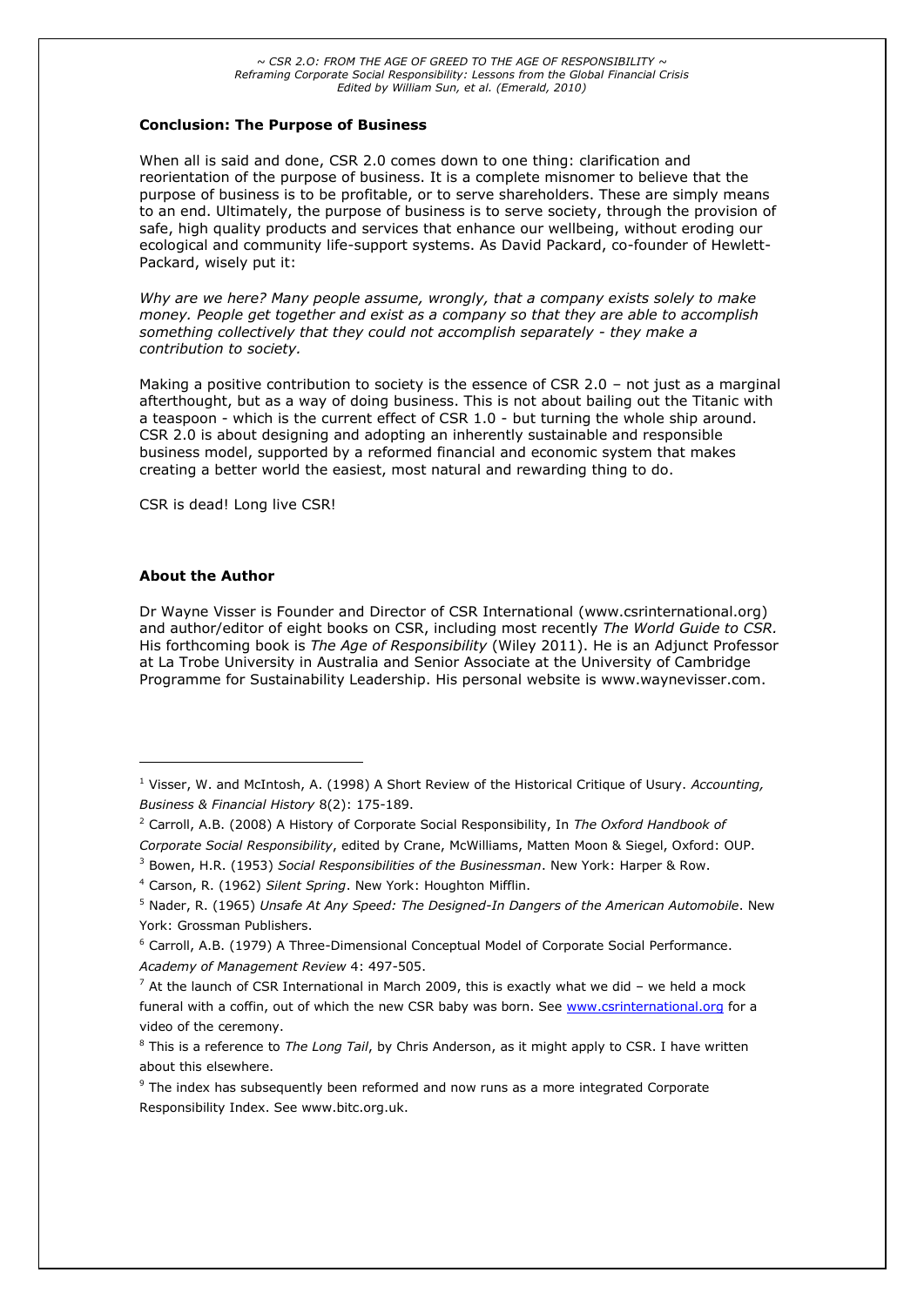**Conclusion: The Purpose of Business**

When all is said and done, CSR 2.0 comes down to one thing: clarification and reorientation of the purpose of business. It is a complete misnomer to believe that the purpose of business is to be profitable, or to serve shareholders. These are simply means to an end. Ultimately, the purpose of business is to serve society, through the provision of safe, high quality products and services that enhance our wellbeing, without eroding our ecological and community life-support systems. As David Packard, co-founder of Hewlett-Packard, wisely put it:

*Why are we here? Many people assume, wrongly, that a company exists solely to make money. People get together and exist as a company so that they are able to accomplish something collectively that they could not accomplish separately - they make a contribution to society.*

Making a positive contribution to society is the essence of CSR 2.0 – not just as a marginal afterthought, but as a way of doing business. This is not about bailing out the Titanic with a teaspoon - which is the current effect of CSR 1.0 - but turning the whole ship around. CSR 2.0 is about designing and adopting an inherently sustainable and responsible business model, supported by a reformed financial and economic system that makes creating a better world the easiest, most natural and rewarding thing to do.

CSR is dead! Long live CSR!

**About the Author**

Dr Wayne Visser is Founder and Director of CSR International (www.csrinternational.org) and author/editor of eight books on CSR, including most recently *The World Guide to CSR*. His forthcoming book is *The Age of Responsibility* (Wiley 2011). He is an Adjunct Professor at La Trobe University in Australia and Senior Associate at the University of Cambridge Programme for Sustainability Leadership. His personal website is www.waynevisser.com.

---

[1] Visser, W. and McIntosh, A. (1998) A Short Review of the Historical Critique of Usury. *Accounting, Business & Financial History* 8(2): 175-189.

[2] Carroll, A.B. (2008) A History of Corporate Social Responsibility, In *The Oxford Handbook of Corporate Social Responsibility*, edited by Crane, McWilliams, Matten Moon & Siegel, Oxford: OUP.

[3] Bowen, H.R. (1953) *Social Responsibilities of the Businessman*. New York: Harper & Row.

[4] Carson, R. (1962) *Silent Spring*. New York: Houghton Mifflin.

[5] Nader, R. (1965) *Unsafe At Any Speed: The Designed-In Dangers of the American Automobile*. New York: Grossman Publishers.

[6] Carroll, A.B. (1979) A Three-Dimensional Conceptual Model of Corporate Social Performance. *Academy of Management Review* 4: 497-505.

[7] At the launch of CSR International in March 2009, this is exactly what we did – we held a mock funeral with a coffin, out of which the new CSR baby was born. See www.csrinternational.org for a video of the ceremony.

[8] This is a reference to *The Long Tail*, by Chris Anderson, as it might apply to CSR. I have written about this elsewhere.

[9] The index has subsequently been reformed and now runs as a more integrated Corporate Responsibility Index. See www.bitc.org.uk.